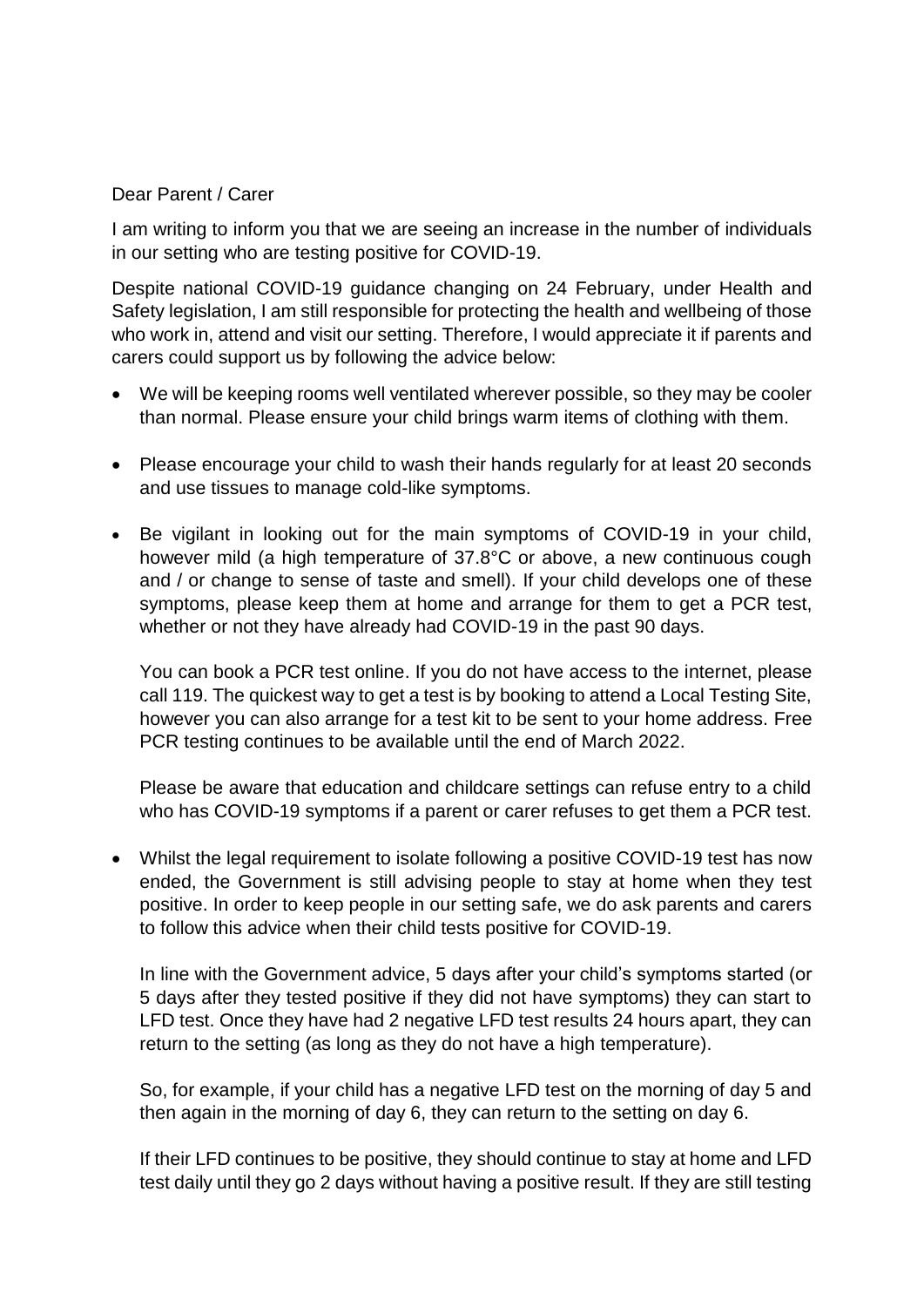Dear Parent / Carer

I am writing to inform you that we are seeing an increase in the number of individuals in our setting who are testing positive for COVID-19.

Despite national COVID-19 guidance changing on 24 February, under Health and Safety legislation, I am still responsible for protecting the health and wellbeing of those who work in, attend and visit our setting. Therefore, I would appreciate it if parents and carers could support us by following the advice below:

- We will be keeping rooms well ventilated wherever possible, so they may be cooler than normal. Please ensure your child brings warm items of clothing with them.

- Please encourage your child to wash their hands regularly for at least 20 seconds and use tissues to manage cold-like symptoms.

- Be vigilant in looking out for the main symptoms of COVID-19 in your child, however mild (a high temperature of 37.8°C or above, a new continuous cough and / or change to sense of taste and smell). If your child develops one of these symptoms, please keep them at home and arrange for them to get a PCR test, whether or not they have already had COVID-19 in the past 90 days.

  You can book a PCR test online. If you do not have access to the internet, please call 119. The quickest way to get a test is by booking to attend a Local Testing Site, however you can also arrange for a test kit to be sent to your home address. Free PCR testing continues to be available until the end of March 2022.

  Please be aware that education and childcare settings can refuse entry to a child who has COVID-19 symptoms if a parent or carer refuses to get them a PCR test.

- Whilst the legal requirement to isolate following a positive COVID-19 test has now ended, the Government is still advising people to stay at home when they test positive. In order to keep people in our setting safe, we do ask parents and carers to follow this advice when their child tests positive for COVID-19.

  In line with the Government advice, 5 days after your child's symptoms started (or 5 days after they tested positive if they did not have symptoms) they can start to LFD test. Once they have had 2 negative LFD test results 24 hours apart, they can return to the setting (as long as they do not have a high temperature).

  So, for example, if your child has a negative LFD test on the morning of day 5 and then again in the morning of day 6, they can return to the setting on day 6.

  If their LFD continues to be positive, they should continue to stay at home and LFD test daily until they go 2 days without having a positive result. If they are still testing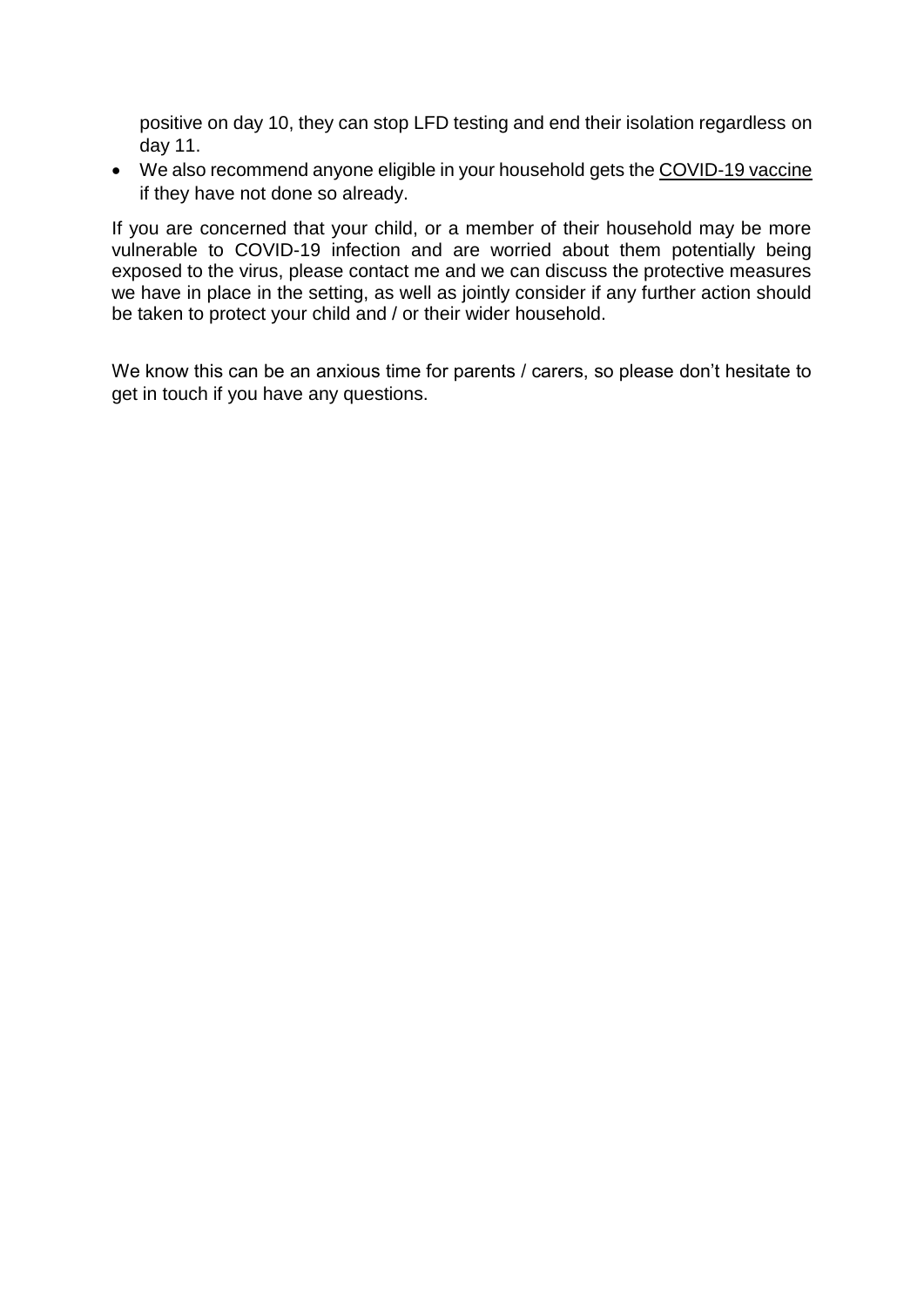positive on day 10, they can stop LFD testing and end their isolation regardless on day 11.

- We also recommend anyone eligible in your household gets the COVID-19 vaccine if they have not done so already.

If you are concerned that your child, or a member of their household may be more vulnerable to COVID-19 infection and are worried about them potentially being exposed to the virus, please contact me and we can discuss the protective measures we have in place in the setting, as well as jointly consider if any further action should be taken to protect your child and / or their wider household.

We know this can be an anxious time for parents / carers, so please don't hesitate to get in touch if you have any questions.